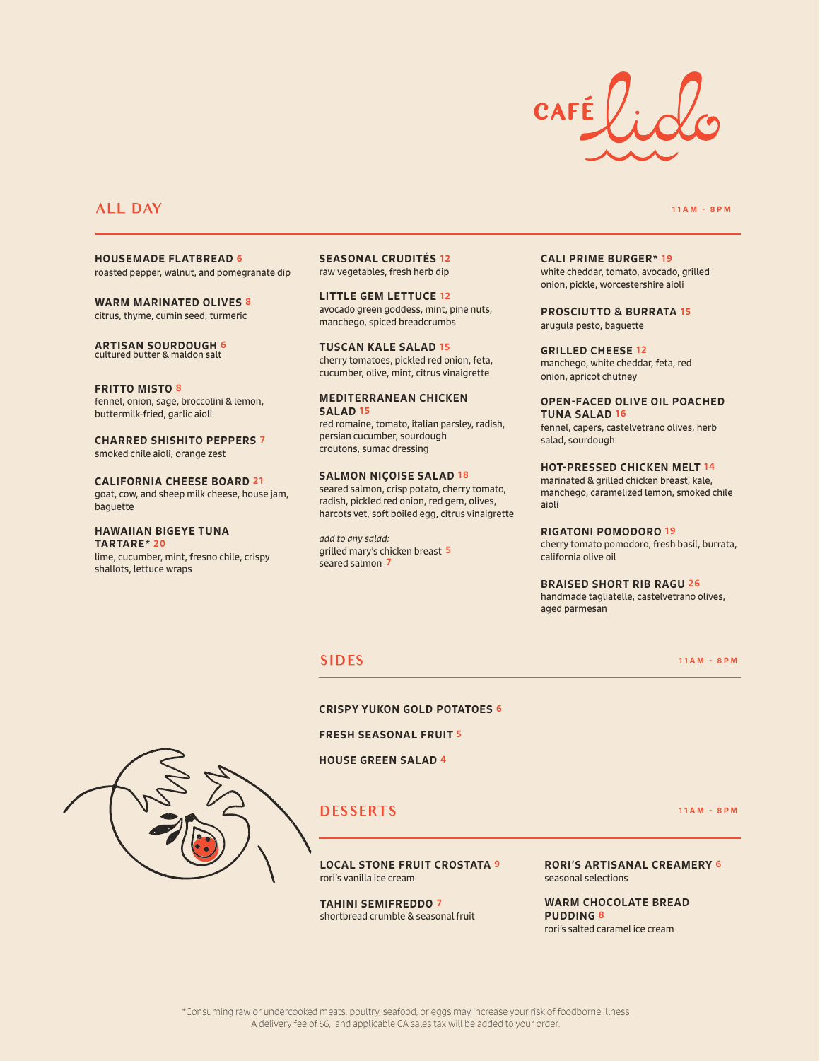# CAFÉ lido

## ALL DAY

11AM - 8PM

**HOUSEMADE FLATBREAD** 6
roasted pepper, walnut, and pomegranate dip

**WARM MARINATED OLIVES** 8
citrus, thyme, cumin seed, turmeric

**ARTISAN SOURDOUGH** 6
cultured butter & maldon salt

**FRITTO MISTO** 8
fennel, onion, sage, broccolini & lemon, buttermilk-fried, garlic aioli

**CHARRED SHISHITO PEPPERS** 7
smoked chile aioli, orange zest

**CALIFORNIA CHEESE BOARD** 21
goat, cow, and sheep milk cheese, house jam, baguette

**HAWAIIAN BIGEYE TUNA TARTARE*** 20
lime, cucumber, mint, fresno chile, crispy shallots, lettuce wraps

**SEASONAL CRUDITÉS** 12
raw vegetables, fresh herb dip

**LITTLE GEM LETTUCE** 12
avocado green goddess, mint, pine nuts, manchego, spiced breadcrumbs

**TUSCAN KALE SALAD** 15
cherry tomatoes, pickled red onion, feta, cucumber, olive, mint, citrus vinaigrette

**MEDITERRANEAN CHICKEN SALAD** 15
red romaine, tomato, italian parsley, radish, persian cucumber, sourdough croutons, sumac dressing

**SALMON NIÇOISE SALAD** 18
seared salmon, crisp potato, cherry tomato, radish, pickled red onion, red gem, olives, harcots vet, soft boiled egg, citrus vinaigrette

*add to any salad:*
grilled mary's chicken breast 5
seared salmon 7

**CALI PRIME BURGER*** 19
white cheddar, tomato, avocado, grilled onion, pickle, worcestershire aioli

**PROSCIUTTO & BURRATA** 15
arugula pesto, baguette

**GRILLED CHEESE** 12
manchego, white cheddar, feta, red onion, apricot chutney

**OPEN-FACED OLIVE OIL POACHED TUNA SALAD** 16
fennel, capers, castelvetrano olives, herb salad, sourdough

**HOT-PRESSED CHICKEN MELT** 14
marinated & grilled chicken breast, kale, manchego, caramelized lemon, smoked chile aioli

**RIGATONI POMODORO** 19
cherry tomato pomodoro, fresh basil, burrata, california olive oil

**BRAISED SHORT RIB RAGU** 26
handmade tagliatelle, castelvetrano olives, aged parmesan

## SIDES

11AM - 8PM

**CRISPY YUKON GOLD POTATOES** 6

**FRESH SEASONAL FRUIT** 5

**HOUSE GREEN SALAD** 4

## DESSERTS

11AM - 8PM

**LOCAL STONE FRUIT CROSTATA** 9
rori's vanilla ice cream

**TAHINI SEMIFREDDO** 7
shortbread crumble & seasonal fruit

**RORI'S ARTISANAL CREAMERY** 6
seasonal selections

**WARM CHOCOLATE BREAD PUDDING** 8
rori's salted caramel ice cream

*Consuming raw or undercooked meats, poultry, seafood, or eggs may increase your risk of foodborne illness
A delivery fee of $6, and applicable CA sales tax will be added to your order.